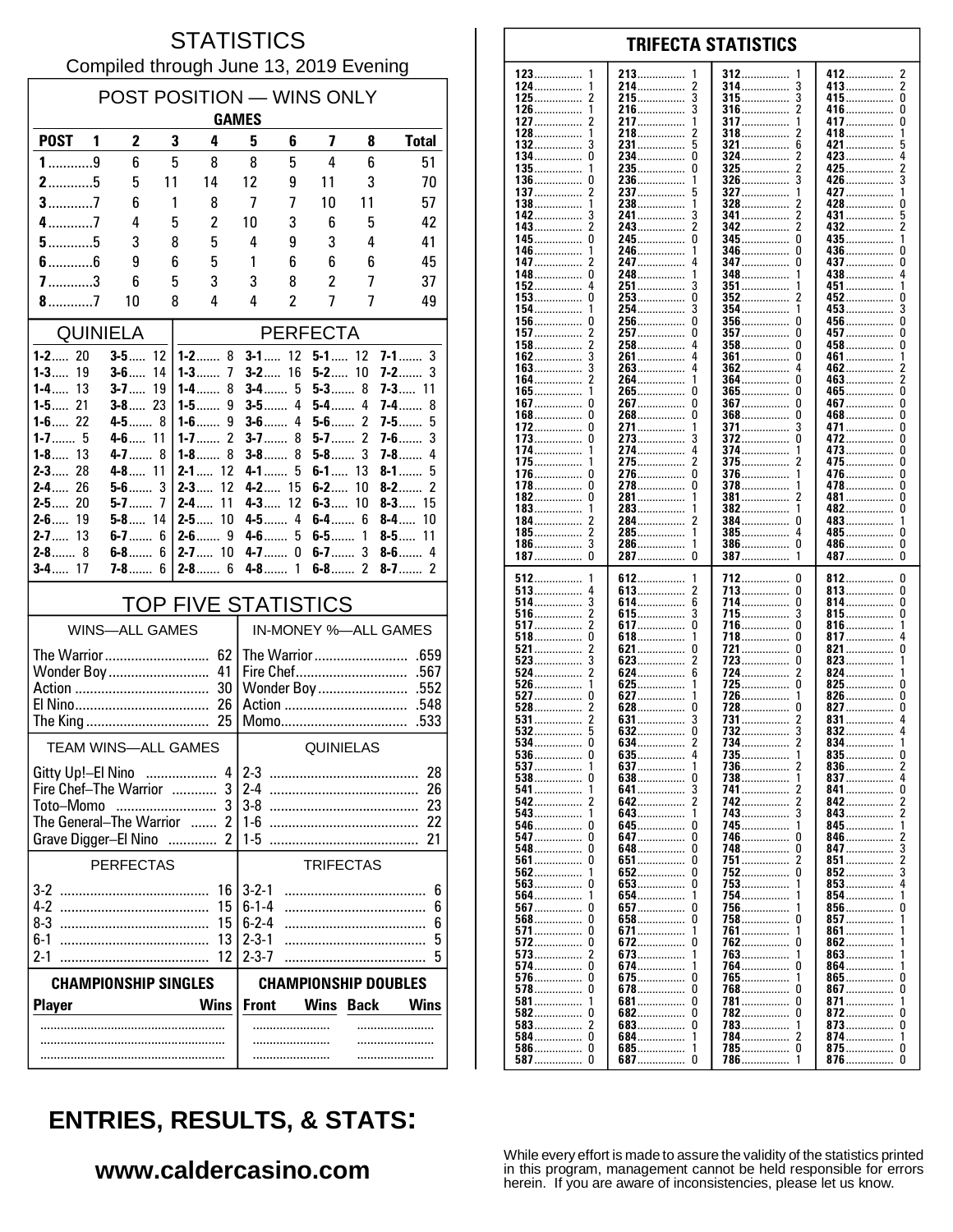# STATISTICS

Compiled through June 13, 2019 Evening

## POST POSITION — WINS ONLY

| | GAMES | | | | | | | | |
|---|---|---|---|---|---|---|---|---|---|
| POST | 1 | 2 | 3 | 4 | 5 | 6 | 7 | 8 | Total |
| 1 | 9 | 6 | 5 | 8 | 8 | 5 | 4 | 6 | 51 |
| 2 | 5 | 5 | 11 | 14 | 12 | 9 | 11 | 3 | 70 |
| 3 | 7 | 6 | 1 | 8 | 7 | 7 | 10 | 11 | 57 |
| 4 | 7 | 4 | 5 | 2 | 10 | 3 | 6 | 5 | 42 |
| 5 | 5 | 3 | 8 | 5 | 4 | 9 | 3 | 4 | 41 |
| 6 | 6 | 9 | 6 | 5 | 1 | 6 | 6 | 6 | 45 |
| 7 | 3 | 6 | 5 | 3 | 3 | 8 | 2 | 7 | 37 |
| 8 | 7 | 10 | 8 | 4 | 4 | 2 | 7 | 7 | 49 |

## QUINIELA

| | | | |
|---|---|---|---|
| 1-2 | 20 | 3-5 | 12 |
| 1-3 | 19 | 3-6 | 14 |
| 1-4 | 13 | 3-7 | 19 |
| 1-5 | 21 | 3-8 | 23 |
| 1-6 | 22 | 4-5 | 8 |
| 1-7 | 5 | 4-6 | 11 |
| 1-8 | 13 | 4-7 | 8 |
| 2-3 | 28 | 4-8 | 11 |
| 2-4 | 26 | 5-6 | 3 |
| 2-5 | 20 | 5-7 | 7 |
| 2-6 | 19 | 5-8 | 14 |
| 2-7 | 13 | 6-7 | 6 |
| 2-8 | 8 | 6-8 | 6 |
| 3-4 | 17 | 7-8 | 6 |

## PERFECTA

| | | | | | | | |
|---|---|---|---|---|---|---|---|
| 1-2 | 8 | 3-1 | 12 | 5-1 | 12 | 7-1 | 3 |
| 1-3 | 7 | 3-2 | 16 | 5-2 | 10 | 7-2 | 3 |
| 1-4 | 8 | 3-4 | 5 | 5-3 | 8 | 7-3 | 11 |
| 1-5 | 9 | 3-5 | 4 | 5-4 | 4 | 7-4 | 8 |
| 1-6 | 9 | 3-6 | 4 | 5-6 | 2 | 7-5 | 5 |
| 1-7 | 2 | 3-7 | 8 | 5-7 | 2 | 7-6 | 3 |
| 1-8 | 8 | 3-8 | 8 | 5-8 | 3 | 7-8 | 4 |
| 2-1 | 12 | 4-1 | 5 | 6-1 | 13 | 8-1 | 5 |
| 2-3 | 12 | 4-2 | 15 | 6-2 | 10 | 8-2 | 2 |
| 2-4 | 11 | 4-3 | 12 | 6-3 | 10 | 8-3 | 15 |
| 2-5 | 10 | 4-5 | 4 | 6-4 | 6 | 8-4 | 10 |
| 2-6 | 9 | 4-6 | 5 | 6-5 | 1 | 8-5 | 11 |
| 2-7 | 10 | 4-7 | 0 | 6-7 | 3 | 8-6 | 4 |
| 2-8 | 6 | 4-8 | 1 | 6-8 | 2 | 8-7 | 2 |

## TOP FIVE STATISTICS

| WINS—ALL GAMES | | IN-MONEY %—ALL GAMES | |
|---|---|---|---|
| The Warrior | 62 | The Warrior | .659 |
| Wonder Boy | 41 | Fire Chef | .567 |
| Action | 30 | Wonder Boy | .552 |
| El Nino | 26 | Action | .548 |
| The King | 25 | Momo | .533 |

| TEAM WINS—ALL GAMES | | QUINIELAS | |
|---|---|---|---|
| Gitty Up!–El Nino | 4 | 2-3 | 28 |
| Fire Chef–The Warrior | 3 | 2-4 | 26 |
| Toto–Momo | 3 | 3-8 | 23 |
| The General–The Warrior | 2 | 1-6 | 22 |
| Grave Digger–El Nino | 2 | 1-5 | 21 |

| PERFECTAS | | TRIFECTAS | |
|---|---|---|---|
| 3-2 | 16 | 3-2-1 | 6 |
| 4-2 | 15 | 6-1-4 | 6 |
| 8-3 | 15 | 6-2-4 | 6 |
| 6-1 | 13 | 2-3-1 | 5 |
| 2-1 | 12 | 2-3-7 | 5 |

| CHAMPIONSHIP SINGLES | | CHAMPIONSHIP DOUBLES | | | |
|---|---|---|---|---|---|
| Player | Wins | Front | Wins | Back | Wins |
| | | | | | |
| | | | | | |
| | | | | | |

## TRIFECTA STATISTICS

| | | | | | | | |
|---|---|---|---|---|---|---|---|
| 123 | 1 | 213 | 1 | 312 | 1 | 412 | 2 |
| 124 | 1 | 214 | 2 | 314 | 3 | 413 | 2 |
| 125 | 2 | 215 | 3 | 315 | 3 | 415 | 0 |
| 126 | 1 | 216 | 3 | 316 | 2 | 416 | 0 |
| 127 | 2 | 217 | 1 | 317 | 1 | 417 | 0 |
| 128 | 1 | 218 | 2 | 318 | 2 | 418 | 1 |
| 132 | 3 | 231 | 5 | 321 | 6 | 421 | 5 |
| 134 | 0 | 234 | 0 | 324 | 2 | 423 | 4 |
| 135 | 1 | 235 | 0 | 325 | 2 | 425 | 2 |
| 136 | 0 | 236 | 1 | 326 | 3 | 426 | 3 |
| 137 | 2 | 237 | 5 | 327 | 1 | 427 | 1 |
| 138 | 1 | 238 | 1 | 328 | 2 | 428 | 0 |
| 142 | 3 | 241 | 3 | 341 | 2 | 431 | 5 |
| 143 | 2 | 243 | 2 | 342 | 2 | 432 | 2 |
| 145 | 0 | 245 | 0 | 345 | 0 | 435 | 1 |
| 146 | 1 | 246 | 1 | 346 | 0 | 436 | 0 |
| 147 | 2 | 247 | 4 | 347 | 0 | 437 | 0 |
| 148 | 0 | 248 | 1 | 348 | 1 | 438 | 4 |
| 152 | 4 | 251 | 3 | 351 | 1 | 451 | 1 |
| 153 | 0 | 253 | 0 | 352 | 2 | 452 | 0 |
| 154 | 1 | 254 | 3 | 354 | 1 | 453 | 3 |
| 156 | 0 | 256 | 0 | 356 | 0 | 456 | 0 |
| 157 | 2 | 257 | 0 | 357 | 0 | 457 | 0 |
| 158 | 2 | 258 | 4 | 358 | 0 | 458 | 0 |
| 162 | 3 | 261 | 4 | 361 | 0 | 461 | 1 |
| 163 | 3 | 263 | 4 | 362 | 4 | 462 | 2 |
| 164 | 2 | 264 | 1 | 364 | 0 | 463 | 2 |
| 165 | 1 | 265 | 0 | 365 | 0 | 465 | 0 |
| 167 | 0 | 267 | 0 | 367 | 0 | 467 | 0 |
| 168 | 0 | 268 | 0 | 368 | 0 | 468 | 0 |
| 172 | 0 | 271 | 1 | 371 | 3 | 471 | 0 |
| 173 | 0 | 273 | 3 | 372 | 0 | 472 | 0 |
| 174 | 1 | 274 | 4 | 374 | 1 | 473 | 0 |
| 175 | 1 | 275 | 2 | 375 | 2 | 475 | 0 |
| 176 | 0 | 276 | 0 | 376 | 1 | 476 | 0 |
| 178 | 0 | 278 | 0 | 378 | 1 | 478 | 0 |
| 182 | 0 | 281 | 1 | 381 | 2 | 481 | 0 |
| 183 | 1 | 283 | 1 | 382 | 1 | 482 | 0 |
| 184 | 2 | 284 | 2 | 384 | 0 | 483 | 1 |
| 185 | 2 | 285 | 1 | 385 | 4 | 485 | 0 |
| 186 | 3 | 286 | 1 | 386 | 0 | 486 | 0 |
| 187 | 0 | 287 | 0 | 387 | 1 | 487 | 0 |
| 512 | 1 | 612 | 1 | 712 | 0 | 812 | 0 |
| 513 | 4 | 613 | 2 | 713 | 0 | 813 | 0 |
| 514 | 3 | 614 | 6 | 714 | 0 | 814 | 0 |
| 516 | 2 | 615 | 3 | 715 | 3 | 815 | 0 |
| 517 | 2 | 617 | 0 | 716 | 0 | 816 | 1 |
| 518 | 0 | 618 | 1 | 718 | 0 | 817 | 4 |
| 521 | 2 | 621 | 0 | 721 | 0 | 821 | 0 |
| 523 | 3 | 623 | 2 | 723 | 0 | 823 | 1 |
| 524 | 2 | 624 | 6 | 724 | 2 | 824 | 1 |
| 526 | 1 | 625 | 1 | 725 | 0 | 825 | 0 |
| 527 | 0 | 627 | 1 | 726 | 1 | 826 | 0 |
| 528 | 2 | 628 | 0 | 728 | 0 | 827 | 0 |
| 531 | 2 | 631 | 3 | 731 | 2 | 831 | 4 |
| 532 | 5 | 632 | 0 | 732 | 3 | 832 | 4 |
| 534 | 0 | 634 | 2 | 734 | 2 | 834 | 1 |
| 536 | 0 | 635 | 4 | 735 | 1 | 835 | 0 |
| 537 | 1 | 637 | 1 | 736 | 2 | 836 | 2 |
| 538 | 0 | 638 | 0 | 738 | 1 | 837 | 4 |
| 541 | 1 | 641 | 3 | 741 | 2 | 841 | 0 |
| 542 | 2 | 642 | 2 | 742 | 2 | 842 | 2 |
| 543 | 1 | 643 | 1 | 743 | 3 | 843 | 2 |
| 546 | 0 | 645 | 0 | 745 | 1 | 845 | 1 |
| 547 | 0 | 647 | 0 | 746 | 0 | 846 | 2 |
| 548 | 0 | 648 | 0 | 748 | 0 | 847 | 3 |
| 561 | 0 | 651 | 0 | 751 | 2 | 851 | 2 |
| 562 | 1 | 652 | 0 | 752 | 0 | 852 | 3 |
| 563 | 0 | 653 | 0 | 753 | 1 | 853 | 4 |
| 564 | 1 | 654 | 1 | 754 | 1 | 854 | 1 |
| 567 | 0 | 657 | 0 | 756 | 1 | 856 | 0 |
| 568 | 0 | 658 | 0 | 758 | 0 | 857 | 1 |
| 571 | 0 | 671 | 1 | 761 | 1 | 861 | 1 |
| 572 | 0 | 672 | 0 | 762 | 0 | 862 | 1 |
| 573 | 2 | 673 | 1 | 763 | 1 | 863 | 1 |
| 574 | 0 | 674 | 1 | 764 | 0 | 864 | 1 |
| 576 | 0 | 675 | 0 | 765 | 1 | 865 | 0 |
| 578 | 0 | 678 | 0 | 768 | 0 | 867 | 0 |
| 581 | 1 | 681 | 0 | 781 | 0 | 871 | 1 |
| 582 | 0 | 682 | 0 | 782 | 0 | 872 | 0 |
| 583 | 2 | 683 | 0 | 783 | 1 | 873 | 0 |
| 584 | 0 | 684 | 1 | 784 | 2 | 874 | 1 |
| 586 | 0 | 685 | 1 | 785 | 0 | 875 | 0 |
| 587 | 0 | 687 | 0 | 786 | 1 | 876 | 0 |

## ENTRIES, RESULTS, & STATS:

**www.caldercasino.com**

While every effort is made to assure the validity of the statistics printed in this program, management cannot be held responsible for errors herein. If you are aware of inconsistencies, please let us know.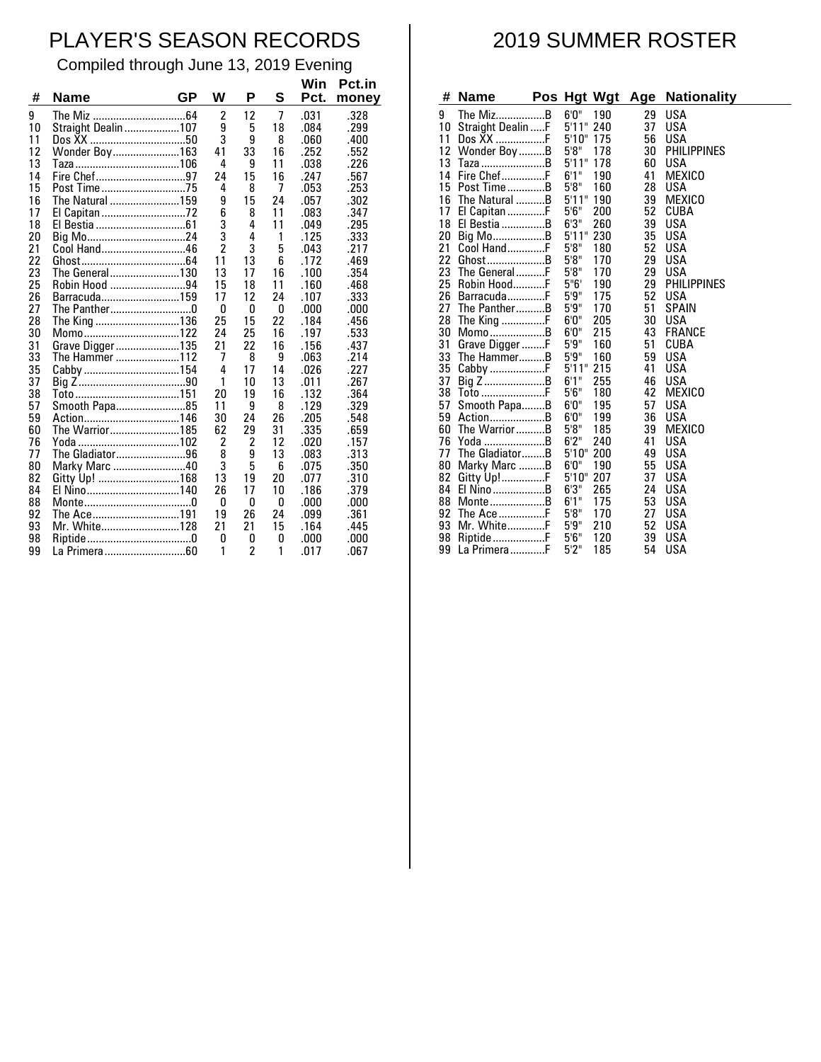# PLAYER'S SEASON RECORDS

Compiled through June 13, 2019 Evening

| # | Name | GP | W | P | S | Win Pct. | Pct.in money |
|---|---|---|---|---|---|---|---|
| 9 | The Miz | 64 | 2 | 12 | 7 | .031 | .328 |
| 10 | Straight Dealin | 107 | 9 | 5 | 18 | .084 | .299 |
| 11 | Dos XX | 50 | 3 | 9 | 8 | .060 | .400 |
| 12 | Wonder Boy | 163 | 41 | 33 | 16 | .252 | .552 |
| 13 | Taza | 106 | 4 | 9 | 11 | .038 | .226 |
| 14 | Fire Chef | 97 | 24 | 15 | 16 | .247 | .567 |
| 15 | Post Time | 75 | 4 | 8 | 7 | .053 | .253 |
| 16 | The Natural | 159 | 9 | 15 | 24 | .057 | .302 |
| 17 | El Capitan | 72 | 6 | 8 | 11 | .083 | .347 |
| 18 | El Bestia | 61 | 3 | 4 | 11 | .049 | .295 |
| 20 | Big Mo | 24 | 3 | 4 | 1 | .125 | .333 |
| 21 | Cool Hand | 46 | 2 | 3 | 5 | .043 | .217 |
| 22 | Ghost | 64 | 11 | 13 | 6 | .172 | .469 |
| 23 | The General | 130 | 13 | 17 | 16 | .100 | .354 |
| 25 | Robin Hood | 94 | 15 | 18 | 11 | .160 | .468 |
| 26 | Barracuda | 159 | 17 | 12 | 24 | .107 | .333 |
| 27 | The Panther | 0 | 0 | 0 | 0 | .000 | .000 |
| 28 | The King | 136 | 25 | 15 | 22 | .184 | .456 |
| 30 | Momo | 122 | 24 | 25 | 16 | .197 | .533 |
| 31 | Grave Digger | 135 | 21 | 22 | 16 | .156 | .437 |
| 33 | The Hammer | 112 | 7 | 8 | 9 | .063 | .214 |
| 35 | Cabby | 154 | 4 | 17 | 14 | .026 | .227 |
| 37 | Big Z | 90 | 1 | 10 | 13 | .011 | .267 |
| 38 | Toto | 151 | 20 | 19 | 16 | .132 | .364 |
| 57 | Smooth Papa | 85 | 11 | 9 | 8 | .129 | .329 |
| 59 | Action | 146 | 30 | 24 | 26 | .205 | .548 |
| 60 | The Warrior | 185 | 62 | 29 | 31 | .335 | .659 |
| 76 | Yoda | 102 | 2 | 2 | 12 | .020 | .157 |
| 77 | The Gladiator | 96 | 8 | 9 | 13 | .083 | .313 |
| 80 | Marky Marc | 40 | 3 | 5 | 6 | .075 | .350 |
| 82 | Gitty Up! | 168 | 13 | 19 | 20 | .077 | .310 |
| 84 | El Nino | 140 | 26 | 17 | 10 | .186 | .379 |
| 88 | Monte | 0 | 0 | 0 | 0 | .000 | .000 |
| 92 | The Ace | 191 | 19 | 26 | 24 | .099 | .361 |
| 93 | Mr. White | 128 | 21 | 21 | 15 | .164 | .445 |
| 98 | Riptide | 0 | 0 | 0 | 0 | .000 | .000 |
| 99 | La Primera | 60 | 1 | 2 | 1 | .017 | .067 |

# 2019 SUMMER ROSTER

| # | Name | Pos | Hgt | Wgt | Age | Nationality |
|---|---|---|---|---|---|---|
| 9 | The Miz | B | 6'0" | 190 | 29 | USA |
| 10 | Straight Dealin | F | 5'11" | 240 | 37 | USA |
| 11 | Dos XX | F | 5'10" | 175 | 56 | USA |
| 12 | Wonder Boy | B | 5'8" | 178 | 30 | PHILIPPINES |
| 13 | Taza | B | 5'11" | 178 | 60 | USA |
| 14 | Fire Chef | F | 6'1" | 190 | 41 | MEXICO |
| 15 | Post Time | B | 5'8" | 160 | 28 | USA |
| 16 | The Natural | B | 5'11" | 190 | 39 | MEXICO |
| 17 | El Capitan | F | 5'6" | 200 | 52 | CUBA |
| 18 | El Bestia | B | 6'3" | 260 | 39 | USA |
| 20 | Big Mo | B | 5'11" | 230 | 35 | USA |
| 21 | Cool Hand | F | 5'8" | 180 | 52 | USA |
| 22 | Ghost | B | 5'8" | 170 | 29 | USA |
| 23 | The General | F | 5'8" | 170 | 29 | USA |
| 25 | Robin Hood | F | 5"6' | 190 | 29 | PHILIPPINES |
| 26 | Barracuda | F | 5'9" | 175 | 52 | USA |
| 27 | The Panther | B | 5'9" | 170 | 51 | SPAIN |
| 28 | The King | F | 6'0" | 205 | 30 | USA |
| 30 | Momo | B | 6'0" | 215 | 43 | FRANCE |
| 31 | Grave Digger | F | 5'9" | 160 | 51 | CUBA |
| 33 | The Hammer | B | 5'9" | 160 | 59 | USA |
| 35 | Cabby | F | 5'11" | 215 | 41 | USA |
| 37 | Big Z | B | 6'1" | 255 | 46 | USA |
| 38 | Toto | F | 5'6" | 180 | 42 | MEXICO |
| 57 | Smooth Papa | B | 6'0" | 195 | 57 | USA |
| 59 | Action | B | 6'0" | 199 | 36 | USA |
| 60 | The Warrior | B | 5'8" | 185 | 39 | MEXICO |
| 76 | Yoda | B | 6'2" | 240 | 41 | USA |
| 77 | The Gladiator | B | 5'10" | 200 | 49 | USA |
| 80 | Marky Marc | B | 6'0" | 190 | 55 | USA |
| 82 | Gitty Up! | F | 5'10" | 207 | 37 | USA |
| 84 | El Nino | B | 6'3" | 265 | 24 | USA |
| 88 | Monte | B | 6'1" | 175 | 53 | USA |
| 92 | The Ace | F | 5'8" | 170 | 27 | USA |
| 93 | Mr. White | F | 5'9" | 210 | 52 | USA |
| 98 | Riptide | F | 5'6" | 120 | 39 | USA |
| 99 | La Primera | F | 5'2" | 185 | 54 | USA |